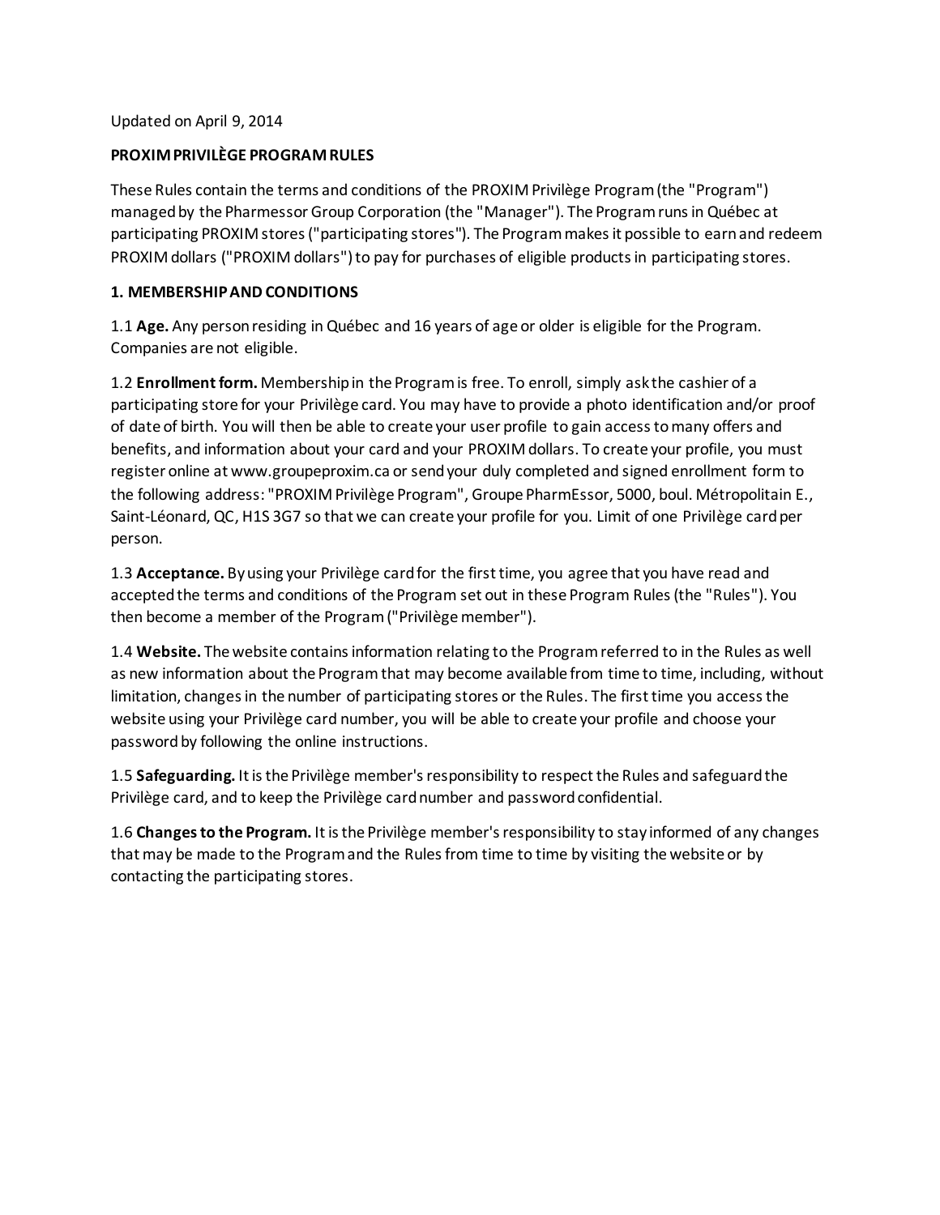Updated on April 9, 2014

# PROXIM PRIVILÈGE PROGRAM RULES

These Rules contain the terms and conditions of the PROXIM Privilège Program (the "Program") managed by the Pharmessor Group Corporation (the "Manager"). The Program runs in Québec at participating PROXIM stores ("participating stores"). The Program makes it possible to earn and redeem PROXIM dollars ("PROXIM dollars") to pay for purchases of eligible products in participating stores.

## 1. MEMBERSHIP AND CONDITIONS

1.1 **Age.** Any person residing in Québec and 16 years of age or older is eligible for the Program. Companies are not eligible.

1.2 **Enrollment form.** Membership in the Program is free. To enroll, simply ask the cashier of a participating store for your Privilège card. You may have to provide a photo identification and/or proof of date of birth. You will then be able to create your user profile to gain access to many offers and benefits, and information about your card and your PROXIM dollars. To create your profile, you must register online at www.groupeproxim.ca or send your duly completed and signed enrollment form to the following address: "PROXIM Privilège Program", Groupe PharmEssor, 5000, boul. Métropolitain E., Saint-Léonard, QC, H1S 3G7 so that we can create your profile for you. Limit of one Privilège card per person.

1.3 **Acceptance.** By using your Privilège card for the first time, you agree that you have read and accepted the terms and conditions of the Program set out in these Program Rules (the "Rules"). You then become a member of the Program ("Privilège member").

1.4 **Website.** The website contains information relating to the Program referred to in the Rules as well as new information about the Program that may become available from time to time, including, without limitation, changes in the number of participating stores or the Rules. The first time you access the website using your Privilège card number, you will be able to create your profile and choose your password by following the online instructions.

1.5 **Safeguarding.** It is the Privilège member's responsibility to respect the Rules and safeguard the Privilège card, and to keep the Privilège card number and password confidential.

1.6 **Changes to the Program.** It is the Privilège member's responsibility to stay informed of any changes that may be made to the Program and the Rules from time to time by visiting the website or by contacting the participating stores.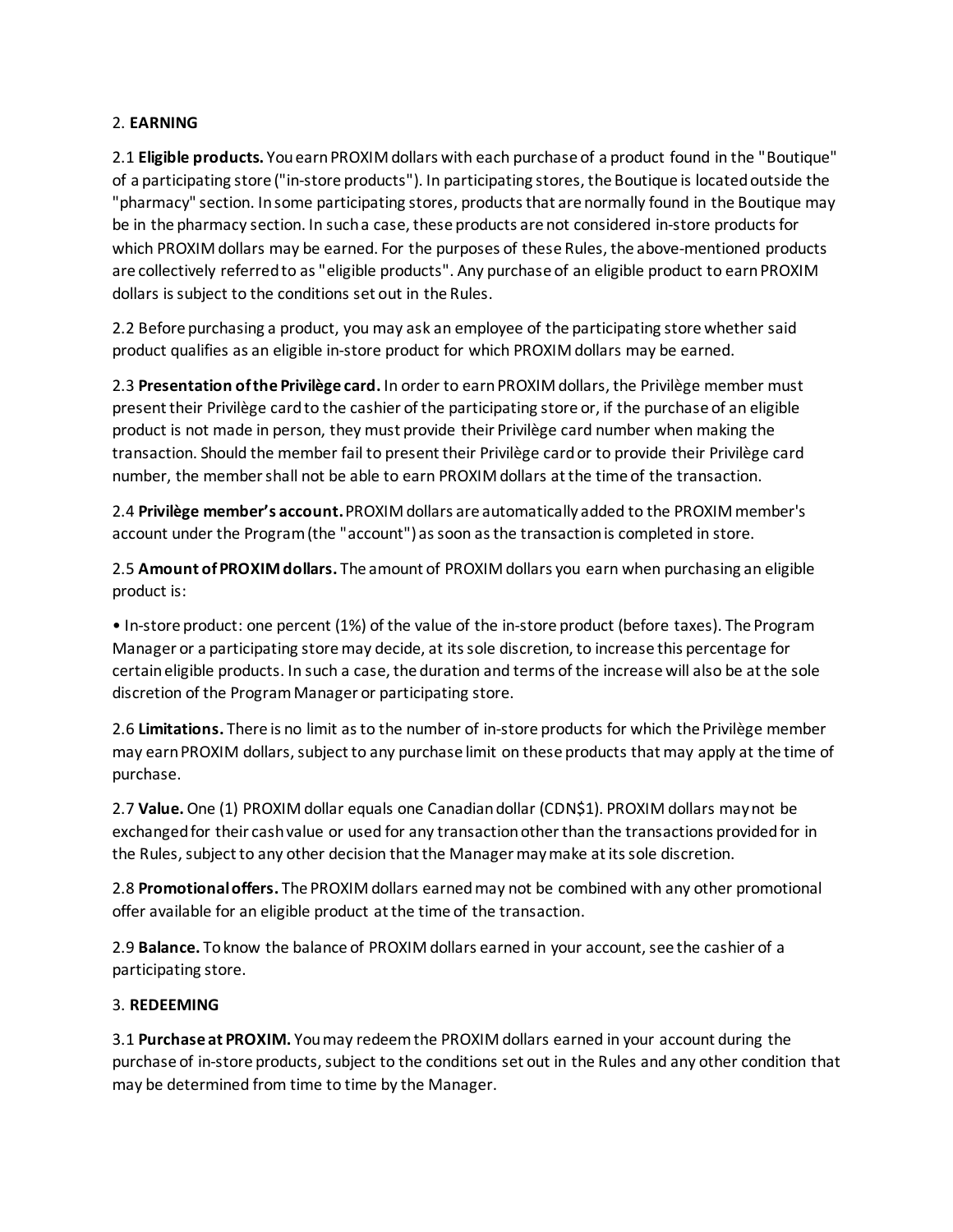## 2. **EARNING**

2.1 **Eligible products.** You earn PROXIM dollars with each purchase of a product found in the "Boutique" of a participating store ("in-store products"). In participating stores, the Boutique is located outside the "pharmacy" section. In some participating stores, products that are normally found in the Boutique may be in the pharmacy section. In such a case, these products are not considered in-store products for which PROXIM dollars may be earned. For the purposes of these Rules, the above-mentioned products are collectively referred to as "eligible products". Any purchase of an eligible product to earn PROXIM dollars is subject to the conditions set out in the Rules.

2.2 Before purchasing a product, you may ask an employee of the participating store whether said product qualifies as an eligible in-store product for which PROXIM dollars may be earned.

2.3 **Presentation of the Privilège card.** In order to earn PROXIM dollars, the Privilège member must present their Privilège card to the cashier of the participating store or, if the purchase of an eligible product is not made in person, they must provide their Privilège card number when making the transaction. Should the member fail to present their Privilège card or to provide their Privilège card number, the member shall not be able to earn PROXIM dollars at the time of the transaction.

2.4 **Privilège member's account.** PROXIM dollars are automatically added to the PROXIM member's account under the Program (the "account") as soon as the transaction is completed in store.

2.5 **Amount of PROXIM dollars.** The amount of PROXIM dollars you earn when purchasing an eligible product is:

- In-store product: one percent (1%) of the value of the in-store product (before taxes). The Program Manager or a participating store may decide, at its sole discretion, to increase this percentage for certain eligible products. In such a case, the duration and terms of the increase will also be at the sole discretion of the Program Manager or participating store.

2.6 **Limitations.** There is no limit as to the number of in-store products for which the Privilège member may earn PROXIM dollars, subject to any purchase limit on these products that may apply at the time of purchase.

2.7 **Value.** One (1) PROXIM dollar equals one Canadian dollar (CDN$1). PROXIM dollars may not be exchanged for their cash value or used for any transaction other than the transactions provided for in the Rules, subject to any other decision that the Manager may make at its sole discretion.

2.8 **Promotional offers.** The PROXIM dollars earned may not be combined with any other promotional offer available for an eligible product at the time of the transaction.

2.9 **Balance.** To know the balance of PROXIM dollars earned in your account, see the cashier of a participating store.

## 3. **REDEEMING**

3.1 **Purchase at PROXIM.** You may redeem the PROXIM dollars earned in your account during the purchase of in-store products, subject to the conditions set out in the Rules and any other condition that may be determined from time to time by the Manager.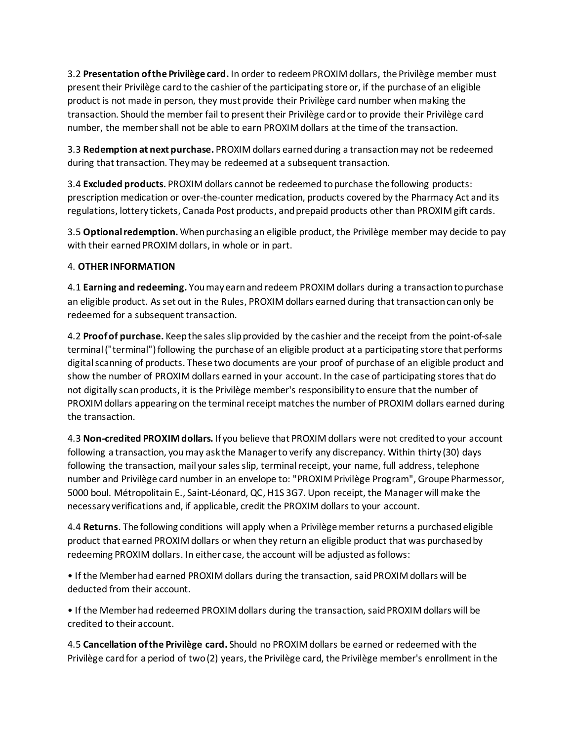3.2 **Presentation of the Privilège card.** In order to redeem PROXIM dollars, the Privilège member must present their Privilège card to the cashier of the participating store or, if the purchase of an eligible product is not made in person, they must provide their Privilège card number when making the transaction. Should the member fail to present their Privilège card or to provide their Privilège card number, the member shall not be able to earn PROXIM dollars at the time of the transaction.

3.3 **Redemption at next purchase.** PROXIM dollars earned during a transaction may not be redeemed during that transaction. They may be redeemed at a subsequent transaction.

3.4 **Excluded products.** PROXIM dollars cannot be redeemed to purchase the following products: prescription medication or over-the-counter medication, products covered by the Pharmacy Act and its regulations, lottery tickets, Canada Post products, and prepaid products other than PROXIM gift cards.

3.5 **Optional redemption.** When purchasing an eligible product, the Privilège member may decide to pay with their earned PROXIM dollars, in whole or in part.

## 4. OTHER INFORMATION

4.1 **Earning and redeeming.** You may earn and redeem PROXIM dollars during a transaction to purchase an eligible product. As set out in the Rules, PROXIM dollars earned during that transaction can only be redeemed for a subsequent transaction.

4.2 **Proof of purchase.** Keep the sales slip provided by the cashier and the receipt from the point-of-sale terminal ("terminal") following the purchase of an eligible product at a participating store that performs digital scanning of products. These two documents are your proof of purchase of an eligible product and show the number of PROXIM dollars earned in your account. In the case of participating stores that do not digitally scan products, it is the Privilège member's responsibility to ensure that the number of PROXIM dollars appearing on the terminal receipt matches the number of PROXIM dollars earned during the transaction.

4.3 **Non-credited PROXIM dollars.** If you believe that PROXIM dollars were not credited to your account following a transaction, you may ask the Manager to verify any discrepancy. Within thirty (30) days following the transaction, mail your sales slip, terminal receipt, your name, full address, telephone number and Privilège card number in an envelope to: "PROXIM Privilège Program", Groupe Pharmessor, 5000 boul. Métropolitain E., Saint-Léonard, QC, H1S 3G7. Upon receipt, the Manager will make the necessary verifications and, if applicable, credit the PROXIM dollars to your account.

4.4 **Returns**. The following conditions will apply when a Privilège member returns a purchased eligible product that earned PROXIM dollars or when they return an eligible product that was purchased by redeeming PROXIM dollars. In either case, the account will be adjusted as follows:

- If the Member had earned PROXIM dollars during the transaction, said PROXIM dollars will be deducted from their account.
- If the Member had redeemed PROXIM dollars during the transaction, said PROXIM dollars will be credited to their account.

4.5 **Cancellation of the Privilège card.** Should no PROXIM dollars be earned or redeemed with the Privilège card for a period of two (2) years, the Privilège card, the Privilège member's enrollment in the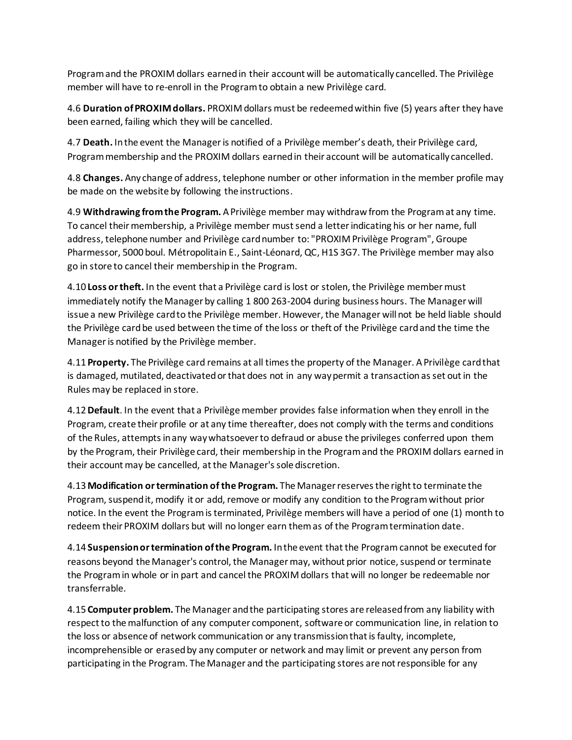Program and the PROXIM dollars earned in their account will be automatically cancelled. The Privilège member will have to re-enroll in the Program to obtain a new Privilège card.

4.6 **Duration of PROXIM dollars.** PROXIM dollars must be redeemed within five (5) years after they have been earned, failing which they will be cancelled.

4.7 **Death.** In the event the Manager is notified of a Privilège member's death, their Privilège card, Program membership and the PROXIM dollars earned in their account will be automatically cancelled.

4.8 **Changes.** Any change of address, telephone number or other information in the member profile may be made on the website by following the instructions.

4.9 **Withdrawing from the Program.** A Privilège member may withdraw from the Program at any time. To cancel their membership, a Privilège member must send a letter indicating his or her name, full address, telephone number and Privilège card number to: "PROXIM Privilège Program", Groupe Pharmessor, 5000 boul. Métropolitain E., Saint-Léonard, QC, H1S 3G7. The Privilège member may also go in store to cancel their membership in the Program.

4.10 **Loss or theft.** In the event that a Privilège card is lost or stolen, the Privilège member must immediately notify the Manager by calling 1 800 263-2004 during business hours. The Manager will issue a new Privilège card to the Privilège member. However, the Manager will not be held liable should the Privilège card be used between the time of the loss or theft of the Privilège card and the time the Manager is notified by the Privilège member.

4.11 **Property.** The Privilège card remains at all times the property of the Manager. A Privilège card that is damaged, mutilated, deactivated or that does not in any way permit a transaction as set out in the Rules may be replaced in store.

4.12 **Default**. In the event that a Privilège member provides false information when they enroll in the Program, create their profile or at any time thereafter, does not comply with the terms and conditions of the Rules, attempts in any way whatsoever to defraud or abuse the privileges conferred upon them by the Program, their Privilège card, their membership in the Program and the PROXIM dollars earned in their account may be cancelled, at the Manager's sole discretion.

4.13 **Modification or termination of the Program.** The Manager reserves the right to terminate the Program, suspend it, modify it or add, remove or modify any condition to the Program without prior notice. In the event the Program is terminated, Privilège members will have a period of one (1) month to redeem their PROXIM dollars but will no longer earn them as of the Program termination date.

4.14 **Suspension or termination of the Program.** In the event that the Program cannot be executed for reasons beyond the Manager's control, the Manager may, without prior notice, suspend or terminate the Program in whole or in part and cancel the PROXIM dollars that will no longer be redeemable nor transferrable.

4.15 **Computer problem.** The Manager and the participating stores are released from any liability with respect to the malfunction of any computer component, software or communication line, in relation to the loss or absence of network communication or any transmission that is faulty, incomplete, incomprehensible or erased by any computer or network and may limit or prevent any person from participating in the Program. The Manager and the participating stores are not responsible for any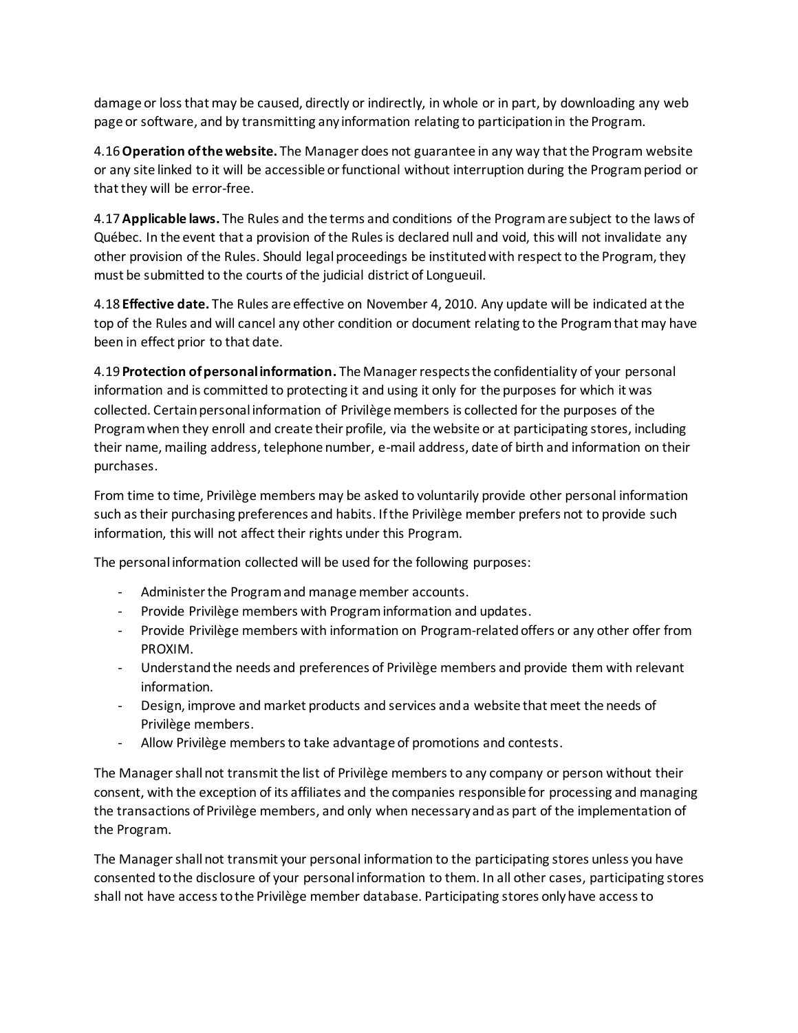damage or loss that may be caused, directly or indirectly, in whole or in part, by downloading any web page or software, and by transmitting any information relating to participation in the Program.

4.16 **Operation of the website.** The Manager does not guarantee in any way that the Program website or any site linked to it will be accessible or functional without interruption during the Program period or that they will be error-free.

4.17 **Applicable laws.** The Rules and the terms and conditions of the Program are subject to the laws of Québec. In the event that a provision of the Rules is declared null and void, this will not invalidate any other provision of the Rules. Should legal proceedings be instituted with respect to the Program, they must be submitted to the courts of the judicial district of Longueuil.

4.18 **Effective date.** The Rules are effective on November 4, 2010. Any update will be indicated at the top of the Rules and will cancel any other condition or document relating to the Program that may have been in effect prior to that date.

4.19 **Protection of personal information.** The Manager respects the confidentiality of your personal information and is committed to protecting it and using it only for the purposes for which it was collected. Certain personal information of Privilège members is collected for the purposes of the Program when they enroll and create their profile, via the website or at participating stores, including their name, mailing address, telephone number, e-mail address, date of birth and information on their purchases.

From time to time, Privilège members may be asked to voluntarily provide other personal information such as their purchasing preferences and habits. If the Privilège member prefers not to provide such information, this will not affect their rights under this Program.

The personal information collected will be used for the following purposes:

- Administer the Program and manage member accounts.
- Provide Privilège members with Program information and updates.
- Provide Privilège members with information on Program-related offers or any other offer from PROXIM.
- Understand the needs and preferences of Privilège members and provide them with relevant information.
- Design, improve and market products and services and a website that meet the needs of Privilège members.
- Allow Privilège members to take advantage of promotions and contests.

The Manager shall not transmit the list of Privilège members to any company or person without their consent, with the exception of its affiliates and the companies responsible for processing and managing the transactions of Privilège members, and only when necessary and as part of the implementation of the Program.

The Manager shall not transmit your personal information to the participating stores unless you have consented to the disclosure of your personal information to them. In all other cases, participating stores shall not have access to the Privilège member database. Participating stores only have access to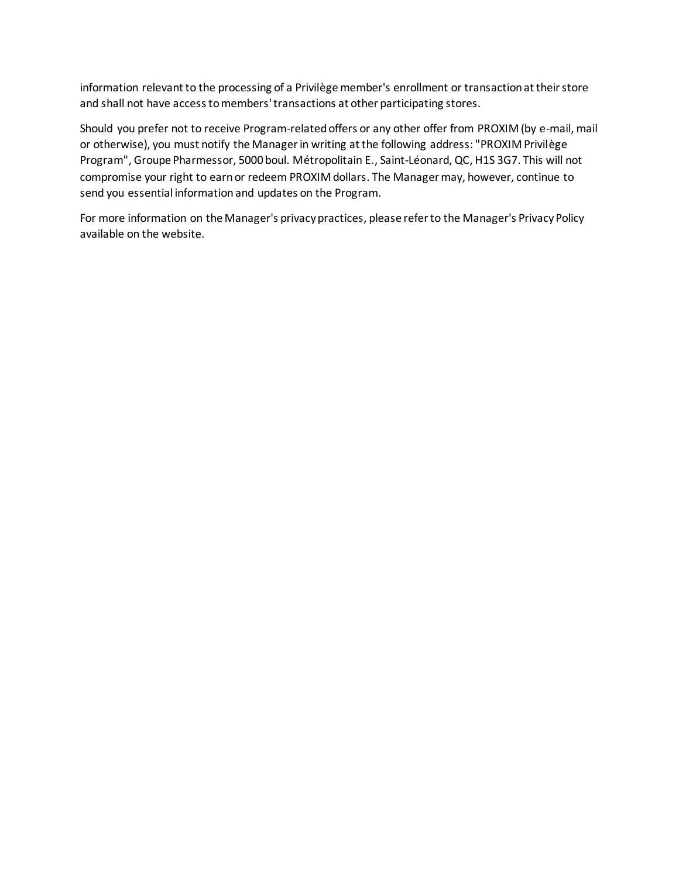information relevant to the processing of a Privilège member's enrollment or transaction at their store and shall not have access to members' transactions at other participating stores.

Should you prefer not to receive Program-related offers or any other offer from PROXIM (by e-mail, mail or otherwise), you must notify the Manager in writing at the following address: "PROXIM Privilège Program", Groupe Pharmessor, 5000 boul. Métropolitain E., Saint-Léonard, QC, H1S 3G7. This will not compromise your right to earn or redeem PROXIM dollars. The Manager may, however, continue to send you essential information and updates on the Program.

For more information on the Manager's privacy practices, please refer to the Manager's Privacy Policy available on the website.